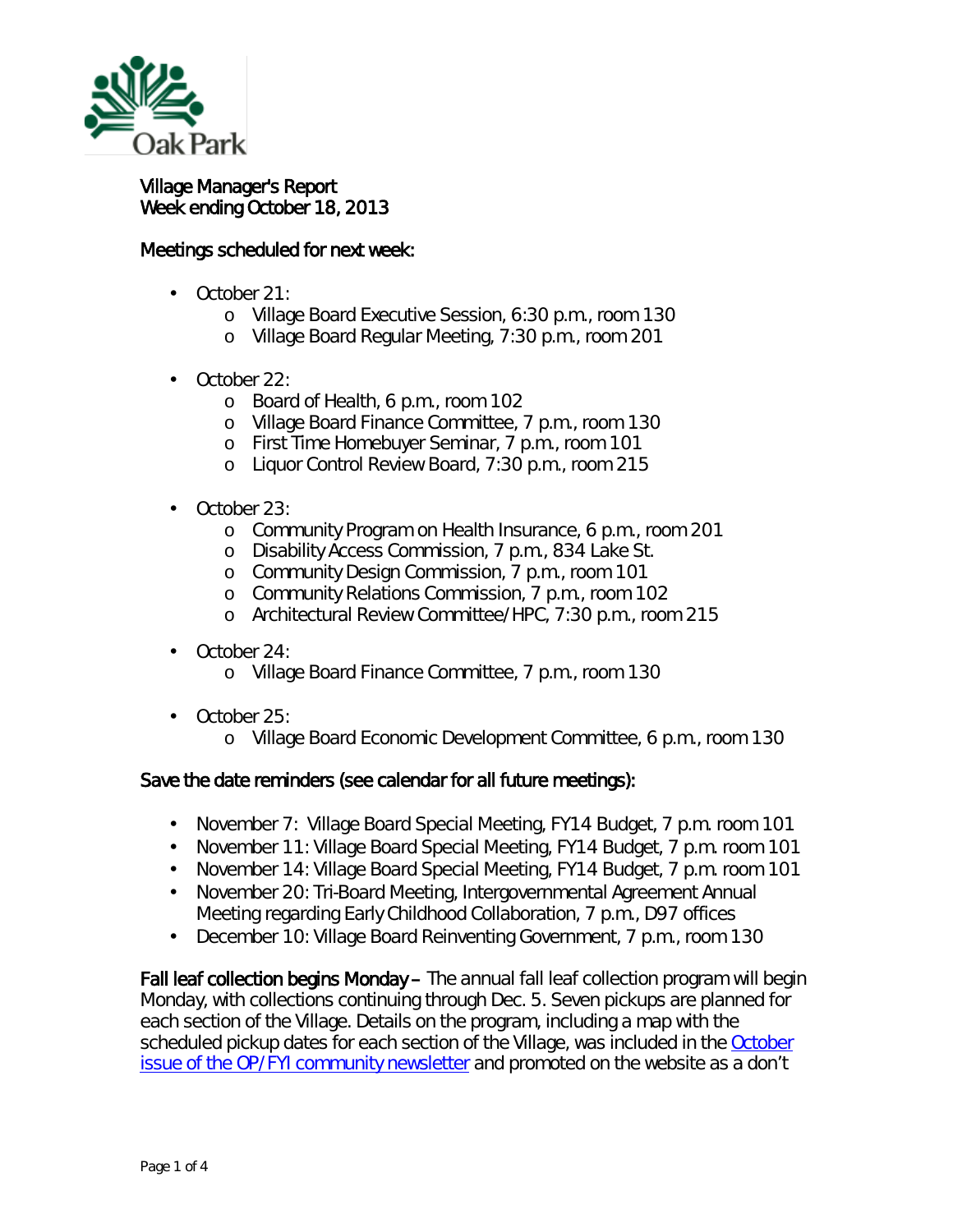Village Manager's Report
Week ending October 18, 2013

## Meetings scheduled for next week:

- October 21:
  - Village Board Executive Session, 6:30 p.m., room 130
  - Village Board Regular Meeting, 7:30 p.m., room 201
- October 22:
  - Board of Health, 6 p.m., room 102
  - Village Board Finance Committee, 7 p.m., room 130
  - First Time Homebuyer Seminar, 7 p.m., room 101
  - Liquor Control Review Board, 7:30 p.m., room 215
- October 23:
  - Community Program on Health Insurance, 6 p.m., room 201
  - Disability Access Commission, 7 p.m., 834 Lake St.
  - Community Design Commission, 7 p.m., room 101
  - Community Relations Commission, 7 p.m., room 102
  - Architectural Review Committee/HPC, 7:30 p.m., room 215
- October 24:
  - Village Board Finance Committee, 7 p.m., room 130
- October 25:
  - Village Board Economic Development Committee, 6 p.m., room 130

## Save the date reminders (see calendar for all future meetings):

- November 7: Village Board Special Meeting, FY14 Budget, 7 p.m. room 101
- November 11: Village Board Special Meeting, FY14 Budget, 7 p.m. room 101
- November 14: Village Board Special Meeting, FY14 Budget, 7 p.m. room 101
- November 20: Tri-Board Meeting, Intergovernmental Agreement Annual Meeting regarding Early Childhood Collaboration, 7 p.m., D97 offices
- December 10: Village Board Reinventing Government, 7 p.m., room 130

**Fall leaf collection begins Monday –** The annual fall leaf collection program will begin Monday, with collections continuing through Dec. 5. Seven pickups are planned for each section of the Village. Details on the program, including a map with the scheduled pickup dates for each section of the Village, was included in the October issue of the OP/FYI community newsletter and promoted on the website as a don't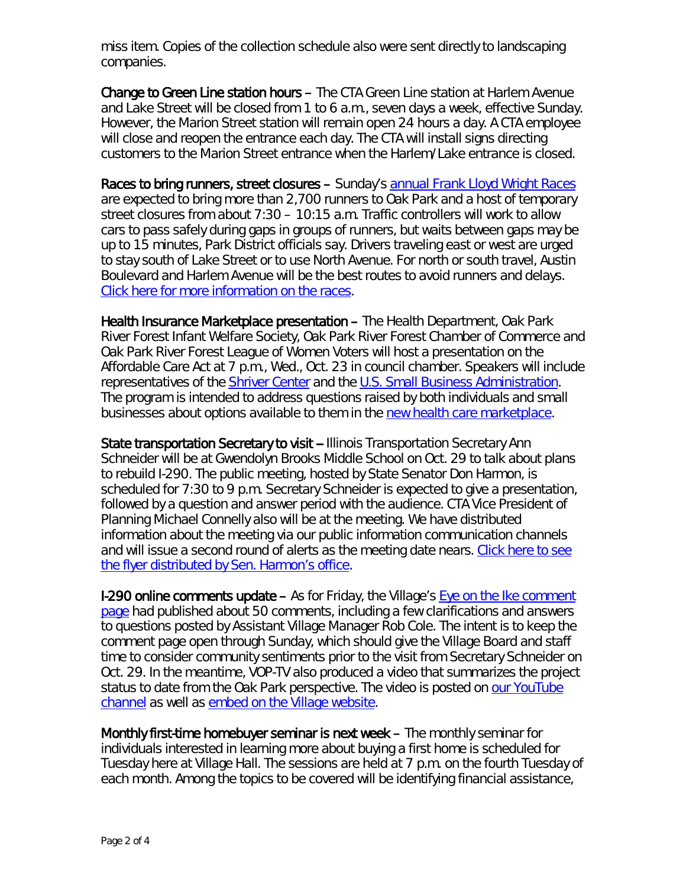miss item. Copies of the collection schedule also were sent directly to landscaping companies.

**Change to Green Line station hours –** The CTA Green Line station at Harlem Avenue and Lake Street will be closed from 1 to 6 a.m., seven days a week, effective Sunday. However, the Marion Street station will remain open 24 hours a day. A CTA employee will close and reopen the entrance each day. The CTA will install signs directing customers to the Marion Street entrance when the Harlem/Lake entrance is closed.

**Races to bring runners, street closures –** Sunday's annual Frank Lloyd Wright Races are expected to bring more than 2,700 runners to Oak Park and a host of temporary street closures from about 7:30 – 10:15 a.m. Traffic controllers will work to allow cars to pass safely during gaps in groups of runners, but waits between gaps may be up to 15 minutes, Park District officials say. Drivers traveling east or west are urged to stay south of Lake Street or to use North Avenue. For north or south travel, Austin Boulevard and Harlem Avenue will be the best routes to avoid runners and delays. Click here for more information on the races.

**Health Insurance Marketplace presentation –** The Health Department, Oak Park River Forest Infant Welfare Society, Oak Park River Forest Chamber of Commerce and Oak Park River Forest League of Women Voters will host a presentation on the Affordable Care Act at 7 p.m., Wed., Oct. 23 in council chamber. Speakers will include representatives of the Shriver Center and the U.S. Small Business Administration. The program is intended to address questions raised by both individuals and small businesses about options available to them in the new health care marketplace.

**State transportation Secretary to visit –** Illinois Transportation Secretary Ann Schneider will be at Gwendolyn Brooks Middle School on Oct. 29 to talk about plans to rebuild I-290. The public meeting, hosted by State Senator Don Harmon, is scheduled for 7:30 to 9 p.m. Secretary Schneider is expected to give a presentation, followed by a question and answer period with the audience. CTA Vice President of Planning Michael Connelly also will be at the meeting. We have distributed information about the meeting via our public information communication channels and will issue a second round of alerts as the meeting date nears. Click here to see the flyer distributed by Sen. Harmon's office.

**I-290 online comments update –** As for Friday, the Village's Eye on the Ike comment page had published about 50 comments, including a few clarifications and answers to questions posted by Assistant Village Manager Rob Cole. The intent is to keep the comment page open through Sunday, which should give the Village Board and staff time to consider community sentiments prior to the visit from Secretary Schneider on Oct. 29. In the meantime, VOP-TV also produced a video that summarizes the project status to date from the Oak Park perspective. The video is posted on our YouTube channel as well as embed on the Village website.

**Monthly first-time homebuyer seminar is next week –** The monthly seminar for individuals interested in learning more about buying a first home is scheduled for Tuesday here at Village Hall. The sessions are held at 7 p.m. on the fourth Tuesday of each month. Among the topics to be covered will be identifying financial assistance,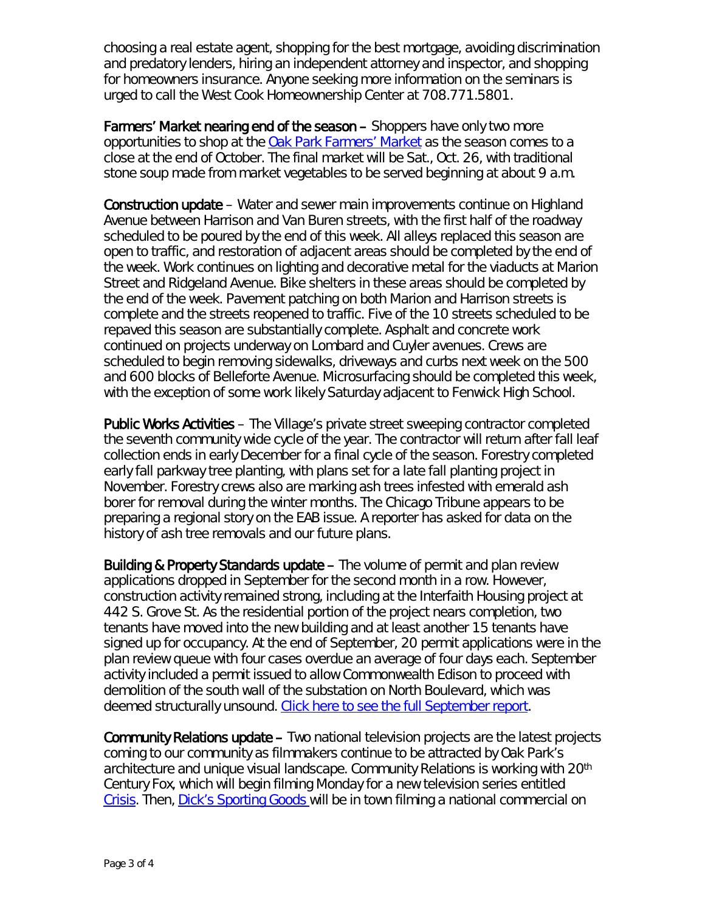choosing a real estate agent, shopping for the best mortgage, avoiding discrimination and predatory lenders, hiring an independent attorney and inspector, and shopping for homeowners insurance. Anyone seeking more information on the seminars is urged to call the West Cook Homeownership Center at 708.771.5801.

**Farmers' Market nearing end of the season** – Shoppers have only two more opportunities to shop at the [Oak Park Farmers' Market]() as the season comes to a close at the end of October. The final market will be Sat., Oct. 26, with traditional stone soup made from market vegetables to be served beginning at about 9 a.m.

**Construction update** – Water and sewer main improvements continue on Highland Avenue between Harrison and Van Buren streets, with the first half of the roadway scheduled to be poured by the end of this week. All alleys replaced this season are open to traffic, and restoration of adjacent areas should be completed by the end of the week. Work continues on lighting and decorative metal for the viaducts at Marion Street and Ridgeland Avenue. Bike shelters in these areas should be completed by the end of the week. Pavement patching on both Marion and Harrison streets is complete and the streets reopened to traffic. Five of the 10 streets scheduled to be repaved this season are substantially complete. Asphalt and concrete work continued on projects underway on Lombard and Cuyler avenues. Crews are scheduled to begin removing sidewalks, driveways and curbs next week on the 500 and 600 blocks of Belleforte Avenue. Microsurfacing should be completed this week, with the exception of some work likely Saturday adjacent to Fenwick High School.

**Public Works Activities** – The Village's private street sweeping contractor completed the seventh community wide cycle of the year. The contractor will return after fall leaf collection ends in early December for a final cycle of the season. Forestry completed early fall parkway tree planting, with plans set for a late fall planting project in November. Forestry crews also are marking ash trees infested with emerald ash borer for removal during the winter months. The Chicago Tribune appears to be preparing a regional story on the EAB issue. A reporter has asked for data on the history of ash tree removals and our future plans.

**Building & Property Standards update** – The volume of permit and plan review applications dropped in September for the second month in a row. However, construction activity remained strong, including at the Interfaith Housing project at 442 S. Grove St. As the residential portion of the project nears completion, two tenants have moved into the new building and at least another 15 tenants have signed up for occupancy. At the end of September, 20 permit applications were in the plan review queue with four cases overdue an average of four days each. September activity included a permit issued to allow Commonwealth Edison to proceed with demolition of the south wall of the substation on North Boulevard, which was deemed structurally unsound. [Click here to see the full September report]().

**Community Relations update** – Two national television projects are the latest projects coming to our community as filmmakers continue to be attracted by Oak Park's architecture and unique visual landscape. Community Relations is working with 20th Century Fox, which will begin filming Monday for a new television series entitled [Crisis](). Then, [Dick's Sporting Goods]() will be in town filming a national commercial on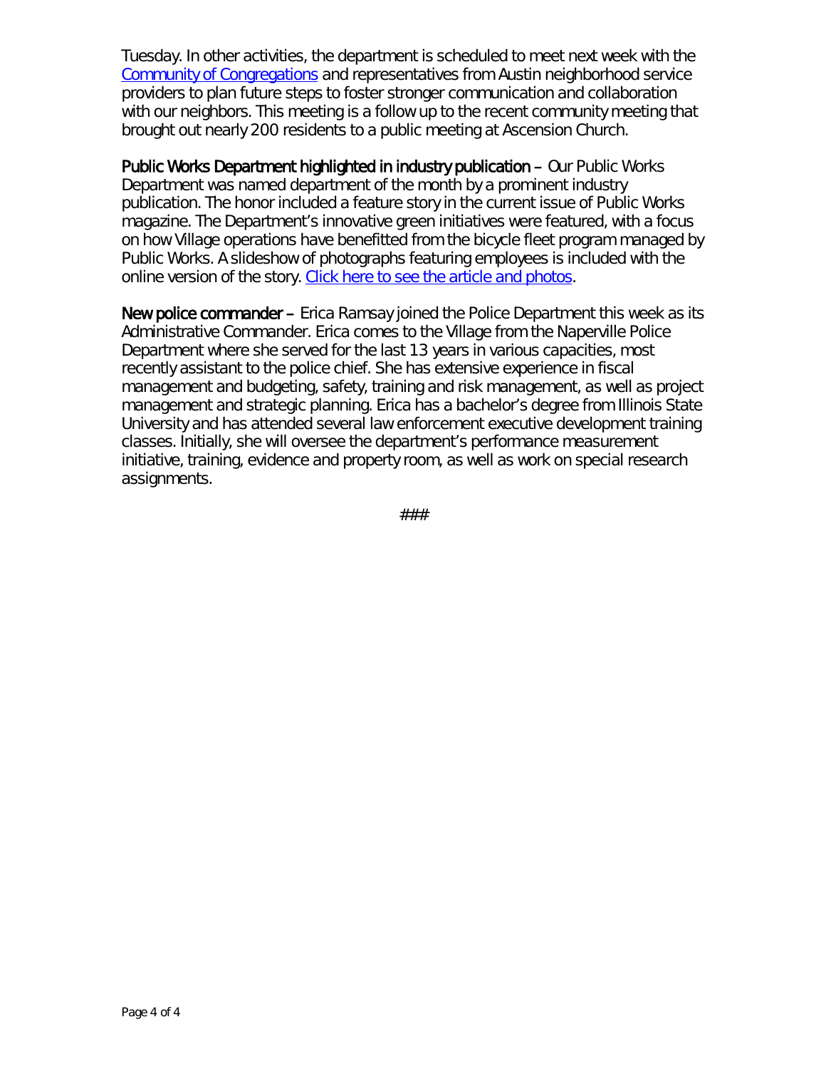Tuesday. In other activities, the department is scheduled to meet next week with the Community of Congregations and representatives from Austin neighborhood service providers to plan future steps to foster stronger communication and collaboration with our neighbors. This meeting is a follow up to the recent community meeting that brought out nearly 200 residents to a public meeting at Ascension Church.

**Public Works Department highlighted in industry publication** – Our Public Works Department was named department of the month by a prominent industry publication. The honor included a feature story in the current issue of Public Works magazine. The Department's innovative green initiatives were featured, with a focus on how Village operations have benefitted from the bicycle fleet program managed by Public Works. A slideshow of photographs featuring employees is included with the online version of the story. Click here to see the article and photos.

**New police commander** – Erica Ramsay joined the Police Department this week as its Administrative Commander. Erica comes to the Village from the Naperville Police Department where she served for the last 13 years in various capacities, most recently assistant to the police chief. She has extensive experience in fiscal management and budgeting, safety, training and risk management, as well as project management and strategic planning. Erica has a bachelor's degree from Illinois State University and has attended several law enforcement executive development training classes. Initially, she will oversee the department's performance measurement initiative, training, evidence and property room, as well as work on special research assignments.

###